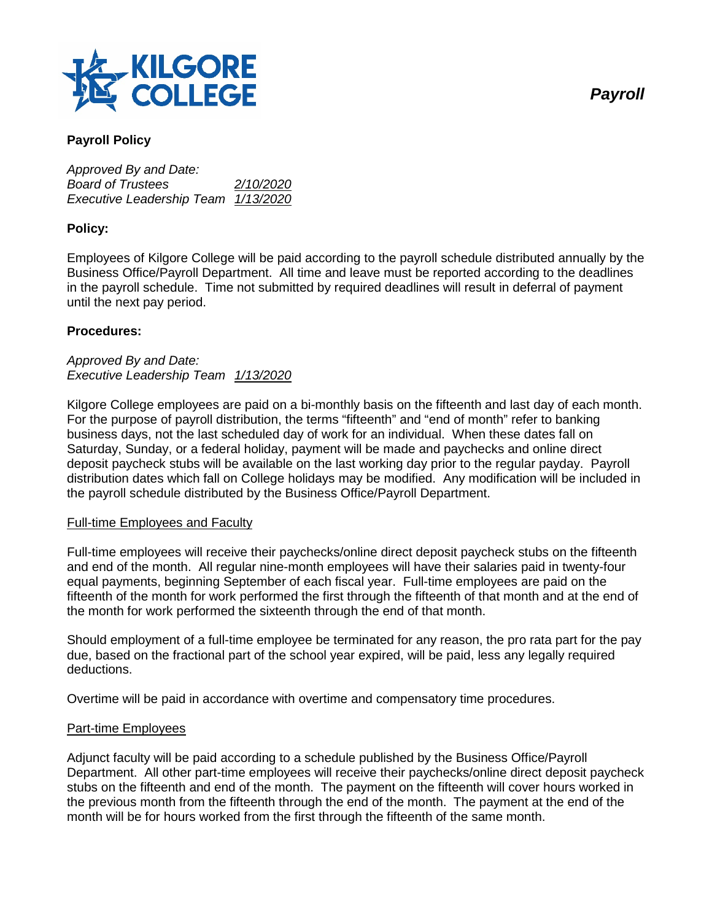*Payroll*

## Payroll Policy

*Approved By and Date:*
*Board of Trustees 2/10/2020*
*Executive Leadership Team 1/13/2020*

### Policy:

Employees of Kilgore College will be paid according to the payroll schedule distributed annually by the Business Office/Payroll Department. All time and leave must be reported according to the deadlines in the payroll schedule. Time not submitted by required deadlines will result in deferral of payment until the next pay period.

### Procedures:

*Approved By and Date:*
*Executive Leadership Team 1/13/2020*

Kilgore College employees are paid on a bi-monthly basis on the fifteenth and last day of each month. For the purpose of payroll distribution, the terms "fifteenth" and "end of month" refer to banking business days, not the last scheduled day of work for an individual. When these dates fall on Saturday, Sunday, or a federal holiday, payment will be made and paychecks and online direct deposit paycheck stubs will be available on the last working day prior to the regular payday. Payroll distribution dates which fall on College holidays may be modified. Any modification will be included in the payroll schedule distributed by the Business Office/Payroll Department.

#### Full-time Employees and Faculty

Full-time employees will receive their paychecks/online direct deposit paycheck stubs on the fifteenth and end of the month. All regular nine-month employees will have their salaries paid in twenty-four equal payments, beginning September of each fiscal year. Full-time employees are paid on the fifteenth of the month for work performed the first through the fifteenth of that month and at the end of the month for work performed the sixteenth through the end of that month.

Should employment of a full-time employee be terminated for any reason, the pro rata part for the pay due, based on the fractional part of the school year expired, will be paid, less any legally required deductions.

Overtime will be paid in accordance with overtime and compensatory time procedures.

#### Part-time Employees

Adjunct faculty will be paid according to a schedule published by the Business Office/Payroll Department. All other part-time employees will receive their paychecks/online direct deposit paycheck stubs on the fifteenth and end of the month. The payment on the fifteenth will cover hours worked in the previous month from the fifteenth through the end of the month. The payment at the end of the month will be for hours worked from the first through the fifteenth of the same month.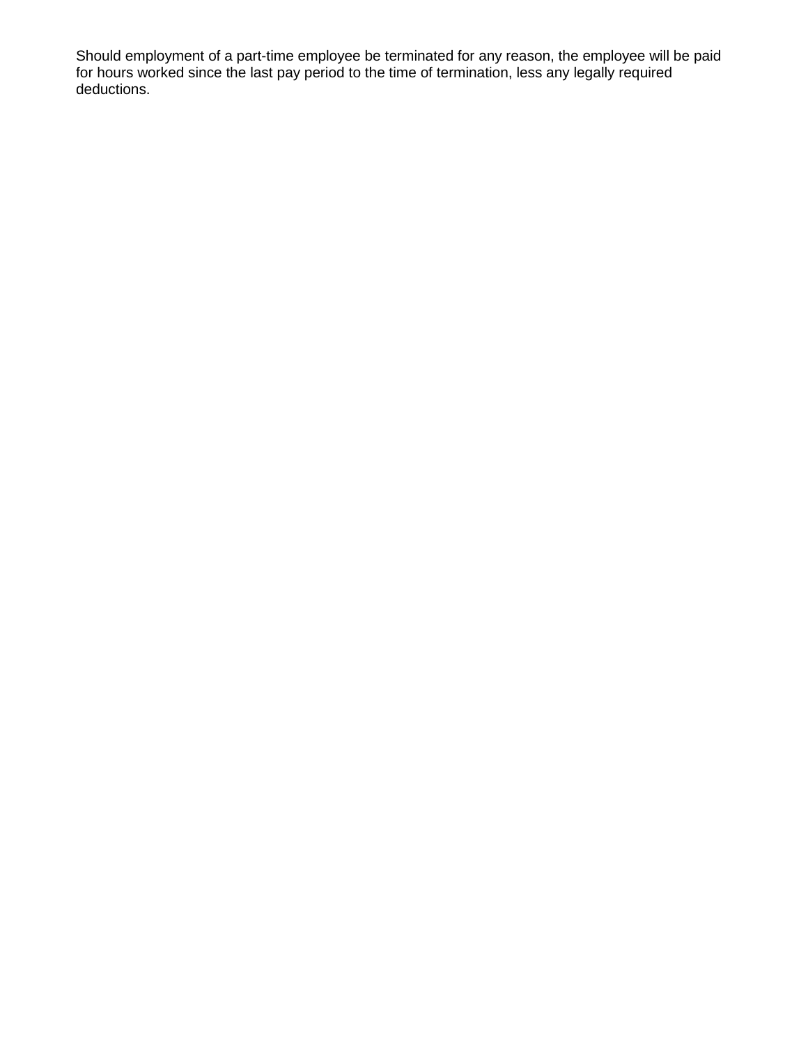Should employment of a part-time employee be terminated for any reason, the employee will be paid for hours worked since the last pay period to the time of termination, less any legally required deductions.